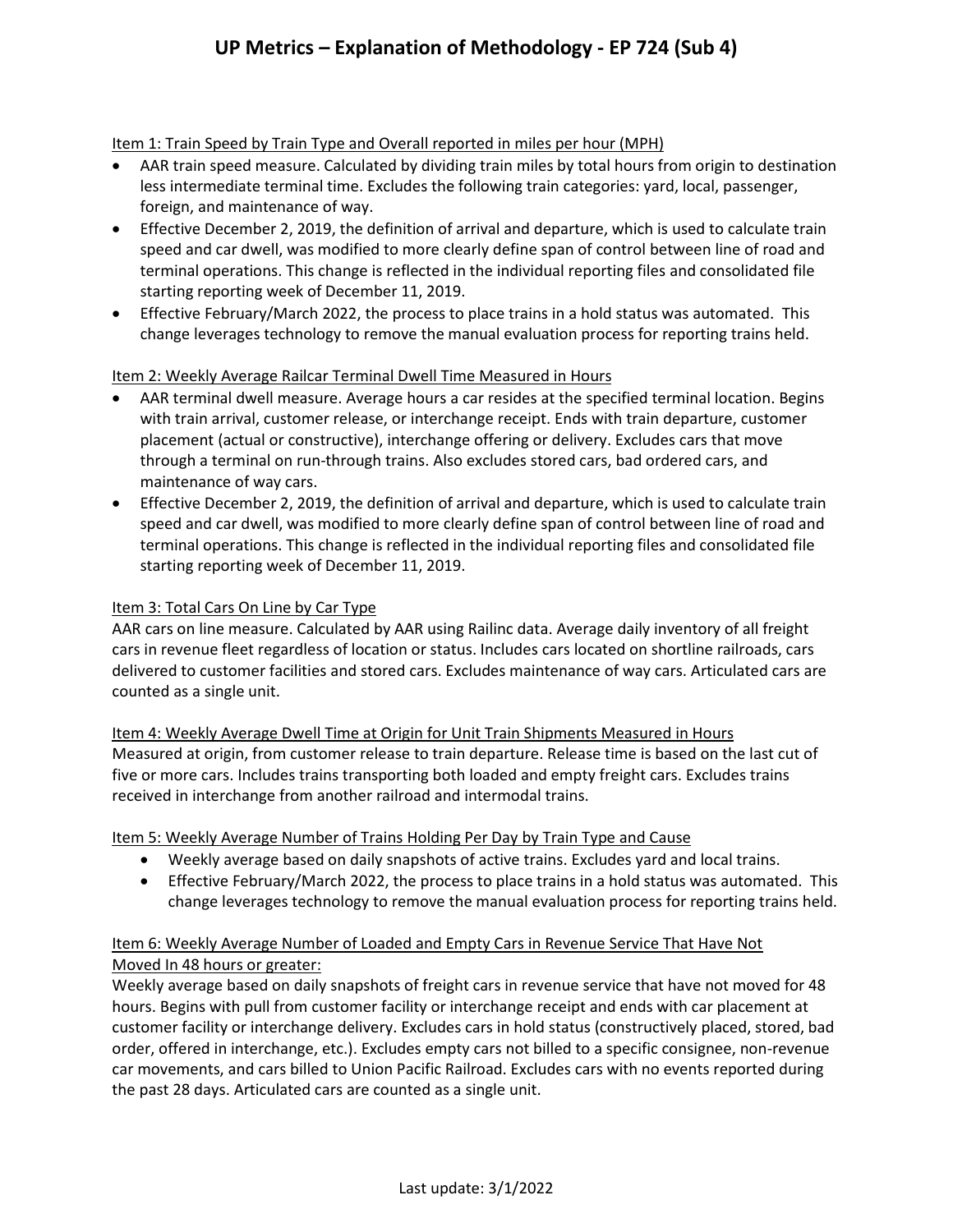# UP Metrics – Explanation of Methodology - EP 724 (Sub 4)

<u>Item 1: Train Speed by Train Type and Overall reported in miles per hour (MPH)</u>

- AAR train speed measure. Calculated by dividing train miles by total hours from origin to destination less intermediate terminal time. Excludes the following train categories: yard, local, passenger, foreign, and maintenance of way.
- Effective December 2, 2019, the definition of arrival and departure, which is used to calculate train speed and car dwell, was modified to more clearly define span of control between line of road and terminal operations. This change is reflected in the individual reporting files and consolidated file starting reporting week of December 11, 2019.
- Effective February/March 2022, the process to place trains in a hold status was automated. This change leverages technology to remove the manual evaluation process for reporting trains held.

<u>Item 2: Weekly Average Railcar Terminal Dwell Time Measured in Hours</u>

- AAR terminal dwell measure. Average hours a car resides at the specified terminal location. Begins with train arrival, customer release, or interchange receipt. Ends with train departure, customer placement (actual or constructive), interchange offering or delivery. Excludes cars that move through a terminal on run-through trains. Also excludes stored cars, bad ordered cars, and maintenance of way cars.
- Effective December 2, 2019, the definition of arrival and departure, which is used to calculate train speed and car dwell, was modified to more clearly define span of control between line of road and terminal operations. This change is reflected in the individual reporting files and consolidated file starting reporting week of December 11, 2019.

<u>Item 3: Total Cars On Line by Car Type</u>

AAR cars on line measure. Calculated by AAR using Railinc data. Average daily inventory of all freight cars in revenue fleet regardless of location or status. Includes cars located on shortline railroads, cars delivered to customer facilities and stored cars. Excludes maintenance of way cars. Articulated cars are counted as a single unit.

<u>Item 4: Weekly Average Dwell Time at Origin for Unit Train Shipments Measured in Hours</u>

Measured at origin, from customer release to train departure. Release time is based on the last cut of five or more cars. Includes trains transporting both loaded and empty freight cars. Excludes trains received in interchange from another railroad and intermodal trains.

<u>Item 5: Weekly Average Number of Trains Holding Per Day by Train Type and Cause</u>

- Weekly average based on daily snapshots of active trains. Excludes yard and local trains.
- Effective February/March 2022, the process to place trains in a hold status was automated. This change leverages technology to remove the manual evaluation process for reporting trains held.

<u>Item 6: Weekly Average Number of Loaded and Empty Cars in Revenue Service That Have Not Moved In 48 hours or greater:</u>

Weekly average based on daily snapshots of freight cars in revenue service that have not moved for 48 hours. Begins with pull from customer facility or interchange receipt and ends with car placement at customer facility or interchange delivery. Excludes cars in hold status (constructively placed, stored, bad order, offered in interchange, etc.). Excludes empty cars not billed to a specific consignee, non-revenue car movements, and cars billed to Union Pacific Railroad. Excludes cars with no events reported during the past 28 days. Articulated cars are counted as a single unit.

Last update: 3/1/2022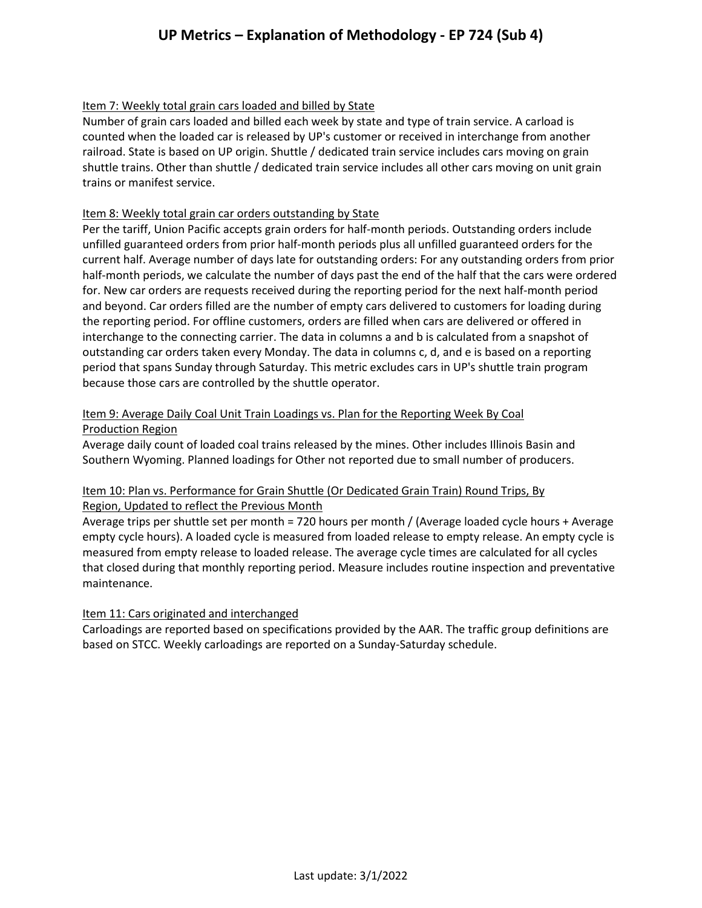Item 7: Weekly total grain cars loaded and billed by State

Number of grain cars loaded and billed each week by state and type of train service. A carload is counted when the loaded car is released by UP's customer or received in interchange from another railroad. State is based on UP origin. Shuttle / dedicated train service includes cars moving on grain shuttle trains. Other than shuttle / dedicated train service includes all other cars moving on unit grain trains or manifest service.

Item 8: Weekly total grain car orders outstanding by State

Per the tariff, Union Pacific accepts grain orders for half-month periods. Outstanding orders include unfilled guaranteed orders from prior half-month periods plus all unfilled guaranteed orders for the current half. Average number of days late for outstanding orders: For any outstanding orders from prior half-month periods, we calculate the number of days past the end of the half that the cars were ordered for. New car orders are requests received during the reporting period for the next half-month period and beyond. Car orders filled are the number of empty cars delivered to customers for loading during the reporting period. For offline customers, orders are filled when cars are delivered or offered in interchange to the connecting carrier. The data in columns a and b is calculated from a snapshot of outstanding car orders taken every Monday. The data in columns c, d, and e is based on a reporting period that spans Sunday through Saturday. This metric excludes cars in UP's shuttle train program because those cars are controlled by the shuttle operator.

Item 9: Average Daily Coal Unit Train Loadings vs. Plan for the Reporting Week By Coal Production Region

Average daily count of loaded coal trains released by the mines. Other includes Illinois Basin and Southern Wyoming. Planned loadings for Other not reported due to small number of producers.

Item 10: Plan vs. Performance for Grain Shuttle (Or Dedicated Grain Train) Round Trips, By Region, Updated to reflect the Previous Month

Average trips per shuttle set per month = 720 hours per month / (Average loaded cycle hours + Average empty cycle hours). A loaded cycle is measured from loaded release to empty release. An empty cycle is measured from empty release to loaded release. The average cycle times are calculated for all cycles that closed during that monthly reporting period. Measure includes routine inspection and preventative maintenance.

Item 11: Cars originated and interchanged

Carloadings are reported based on specifications provided by the AAR. The traffic group definitions are based on STCC. Weekly carloadings are reported on a Sunday-Saturday schedule.